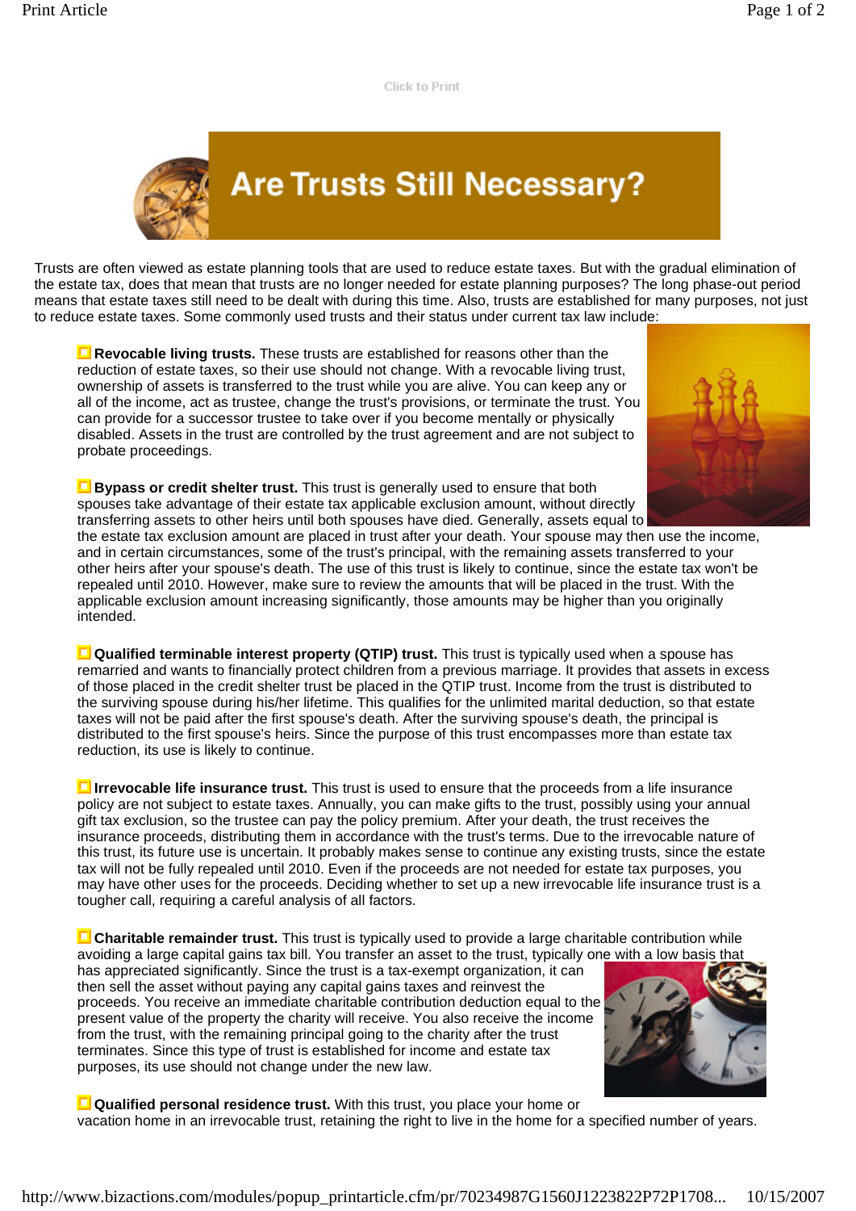# Are Trusts Still Necessary?

Trusts are often viewed as estate planning tools that are used to reduce estate taxes. But with the gradual elimination of the estate tax, does that mean that trusts are no longer needed for estate planning purposes? The long phase-out period means that estate taxes still need to be dealt with during this time. Also, trusts are established for many purposes, not just to reduce estate taxes. Some commonly used trusts and their status under current tax law include:

- **Revocable living trusts.** These trusts are established for reasons other than the reduction of estate taxes, so their use should not change. With a revocable living trust, ownership of assets is transferred to the trust while you are alive. You can keep any or all of the income, act as trustee, change the trust's provisions, or terminate the trust. You can provide for a successor trustee to take over if you become mentally or physically disabled. Assets in the trust are controlled by the trust agreement and are not subject to probate proceedings.

- **Bypass or credit shelter trust.** This trust is generally used to ensure that both spouses take advantage of their estate tax applicable exclusion amount, without directly transferring assets to other heirs until both spouses have died. Generally, assets equal to the estate tax exclusion amount are placed in trust after your death. Your spouse may then use the income, and in certain circumstances, some of the trust's principal, with the remaining assets transferred to your other heirs after your spouse's death. The use of this trust is likely to continue, since the estate tax won't be repealed until 2010. However, make sure to review the amounts that will be placed in the trust. With the applicable exclusion amount increasing significantly, those amounts may be higher than you originally intended.

- **Qualified terminable interest property (QTIP) trust.** This trust is typically used when a spouse has remarried and wants to financially protect children from a previous marriage. It provides that assets in excess of those placed in the credit shelter trust be placed in the QTIP trust. Income from the trust is distributed to the surviving spouse during his/her lifetime. This qualifies for the unlimited marital deduction, so that estate taxes will not be paid after the first spouse's death. After the surviving spouse's death, the principal is distributed to the first spouse's heirs. Since the purpose of this trust encompasses more than estate tax reduction, its use is likely to continue.

- **Irrevocable life insurance trust.** This trust is used to ensure that the proceeds from a life insurance policy are not subject to estate taxes. Annually, you can make gifts to the trust, possibly using your annual gift tax exclusion, so the trustee can pay the policy premium. After your death, the trust receives the insurance proceeds, distributing them in accordance with the trust's terms. Due to the irrevocable nature of this trust, its future use is uncertain. It probably makes sense to continue any existing trusts, since the estate tax will not be fully repealed until 2010. Even if the proceeds are not needed for estate tax purposes, you may have other uses for the proceeds. Deciding whether to set up a new irrevocable life insurance trust is a tougher call, requiring a careful analysis of all factors.

- **Charitable remainder trust.** This trust is typically used to provide a large charitable contribution while avoiding a large capital gains tax bill. You transfer an asset to the trust, typically one with a low basis that has appreciated significantly. Since the trust is a tax-exempt organization, it can then sell the asset without paying any capital gains taxes and reinvest the proceeds. You receive an immediate charitable contribution deduction equal to the present value of the property the charity will receive. You also receive the income from the trust, with the remaining principal going to the charity after the trust terminates. Since this type of trust is established for income and estate tax purposes, its use should not change under the new law.

- **Qualified personal residence trust.** With this trust, you place your home or vacation home in an irrevocable trust, retaining the right to live in the home for a specified number of years.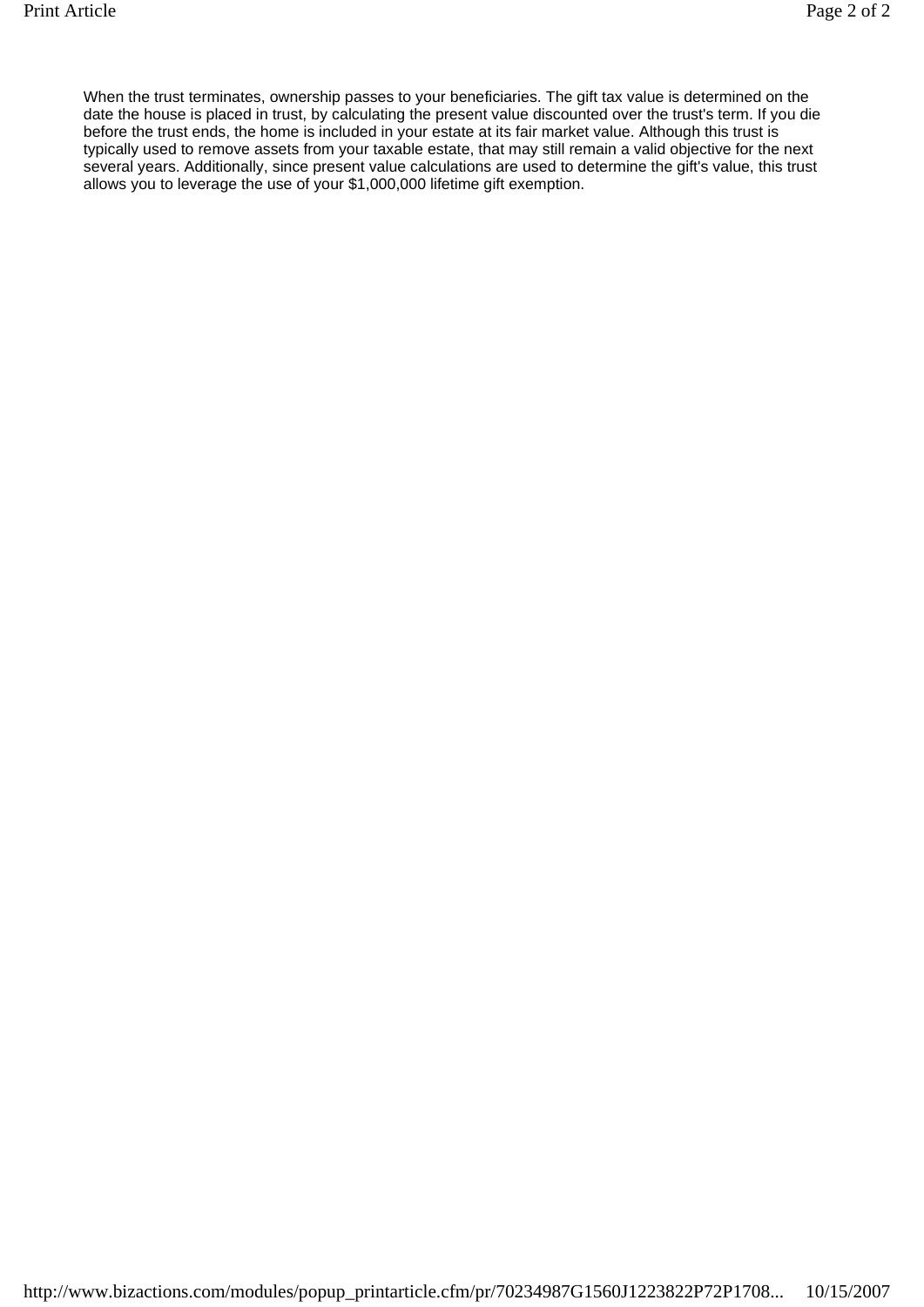When the trust terminates, ownership passes to your beneficiaries. The gift tax value is determined on the date the house is placed in trust, by calculating the present value discounted over the trust's term. If you die before the trust ends, the home is included in your estate at its fair market value. Although this trust is typically used to remove assets from your taxable estate, that may still remain a valid objective for the next several years. Additionally, since present value calculations are used to determine the gift's value, this trust allows you to leverage the use of your $1,000,000 lifetime gift exemption.